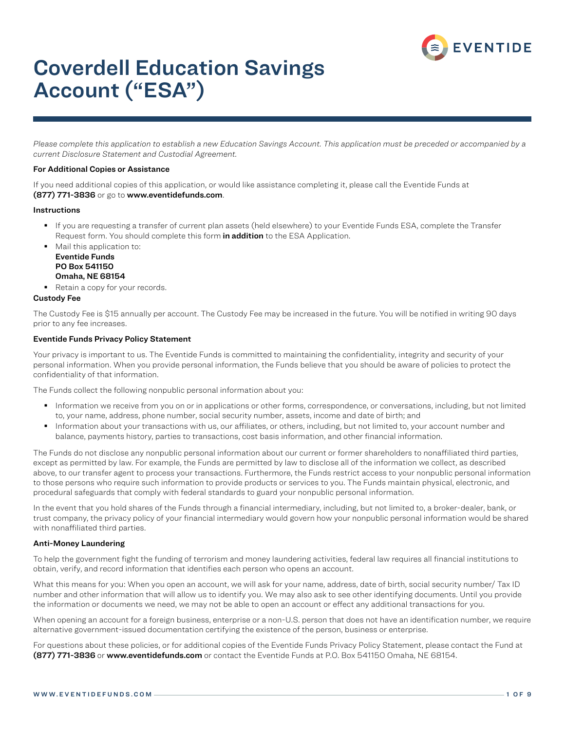# Coverdell Education Savings Account ("ESA")

*Please complete this application to establish a new Education Savings Account. This application must be preceded or accompanied by a current Disclosure Statement and Custodial Agreement.*

**For Additional Copies or Assistance**

If you need additional copies of this application, or would like assistance completing it, please call the Eventide Funds at **(877) 771-3836** or go to **www.eventidefunds.com**.

**Instructions**

- If you are requesting a transfer of current plan assets (held elsewhere) to your Eventide Funds ESA, complete the Transfer Request form. You should complete this form **in addition** to the ESA Application.
- Mail this application to:
  **Eventide Funds**
  **PO Box 541150**
  **Omaha, NE 68154**
- Retain a copy for your records.

**Custody Fee**

The Custody Fee is $15 annually per account. The Custody Fee may be increased in the future. You will be notified in writing 90 days prior to any fee increases.

**Eventide Funds Privacy Policy Statement**

Your privacy is important to us. The Eventide Funds is committed to maintaining the confidentiality, integrity and security of your personal information. When you provide personal information, the Funds believe that you should be aware of policies to protect the confidentiality of that information.

The Funds collect the following nonpublic personal information about you:

- Information we receive from you on or in applications or other forms, correspondence, or conversations, including, but not limited to, your name, address, phone number, social security number, assets, income and date of birth; and
- Information about your transactions with us, our affiliates, or others, including, but not limited to, your account number and balance, payments history, parties to transactions, cost basis information, and other financial information.

The Funds do not disclose any nonpublic personal information about our current or former shareholders to nonaffiliated third parties, except as permitted by law. For example, the Funds are permitted by law to disclose all of the information we collect, as described above, to our transfer agent to process your transactions. Furthermore, the Funds restrict access to your nonpublic personal information to those persons who require such information to provide products or services to you. The Funds maintain physical, electronic, and procedural safeguards that comply with federal standards to guard your nonpublic personal information.

In the event that you hold shares of the Funds through a financial intermediary, including, but not limited to, a broker-dealer, bank, or trust company, the privacy policy of your financial intermediary would govern how your nonpublic personal information would be shared with nonaffiliated third parties.

**Anti-Money Laundering**

To help the government fight the funding of terrorism and money laundering activities, federal law requires all financial institutions to obtain, verify, and record information that identifies each person who opens an account.

What this means for you: When you open an account, we will ask for your name, address, date of birth, social security number/ Tax ID number and other information that will allow us to identify you. We may also ask to see other identifying documents. Until you provide the information or documents we need, we may not be able to open an account or effect any additional transactions for you.

When opening an account for a foreign business, enterprise or a non-U.S. person that does not have an identification number, we require alternative government-issued documentation certifying the existence of the person, business or enterprise.

For questions about these policies, or for additional copies of the Eventide Funds Privacy Policy Statement, please contact the Fund at **(877) 771-3836** or **www.eventidefunds.com** or contact the Eventide Funds at P.O. Box 541150 Omaha, NE 68154.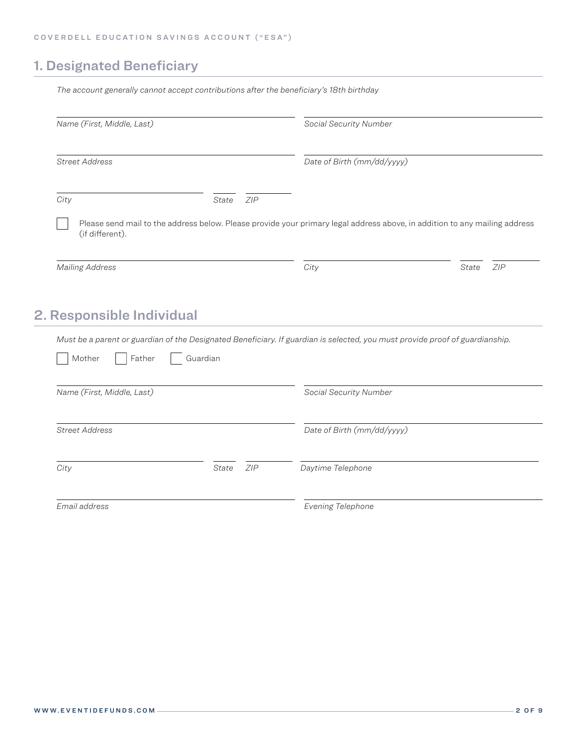## 1. Designated Beneficiary

*The account generally cannot accept contributions after the beneficiary's 18th birthday*

*Name (First, Middle, Last)*

*Social Security Number*

*Street Address*

*Date of Birth (mm/dd/yyyy)*

*City* *State* *ZIP*

☐ Please send mail to the address below. Please provide your primary legal address above, in addition to any mailing address (if different).

*Mailing Address* *City* *State* *ZIP*

## 2. Responsible Individual

*Must be a parent or guardian of the Designated Beneficiary. If guardian is selected, you must provide proof of guardianship.*

☐ Mother ☐ Father ☐ Guardian

*Name (First, Middle, Last)*

*Social Security Number*

*Street Address*

*Date of Birth (mm/dd/yyyy)*

*City* *State* *ZIP*

*Daytime Telephone*

*Email address*

*Evening Telephone*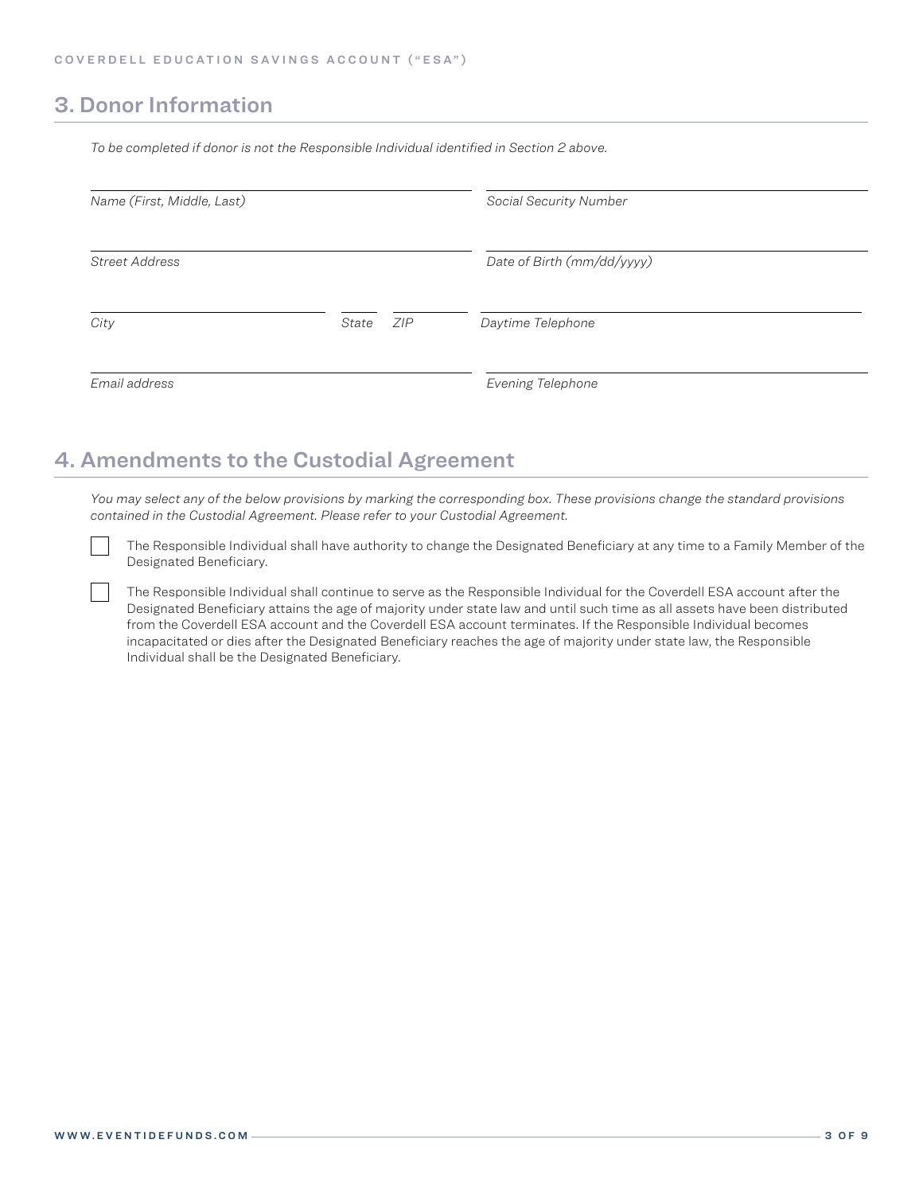## 3. Donor Information

*To be completed if donor is not the Responsible Individual identified in Section 2 above.*

| | |
|---|---|
| *Name (First, Middle, Last)* | *Social Security Number* |
| *Street Address* | *Date of Birth (mm/dd/yyyy)* |
| *City* *State* *ZIP* | *Daytime Telephone* |
| *Email address* | *Evening Telephone* |

## 4. Amendments to the Custodial Agreement

*You may select any of the below provisions by marking the corresponding box. These provisions change the standard provisions contained in the Custodial Agreement. Please refer to your Custodial Agreement.*

☐ The Responsible Individual shall have authority to change the Designated Beneficiary at any time to a Family Member of the Designated Beneficiary.

☐ The Responsible Individual shall continue to serve as the Responsible Individual for the Coverdell ESA account after the Designated Beneficiary attains the age of majority under state law and until such time as all assets have been distributed from the Coverdell ESA account and the Coverdell ESA account terminates. If the Responsible Individual becomes incapacitated or dies after the Designated Beneficiary reaches the age of majority under state law, the Responsible Individual shall be the Designated Beneficiary.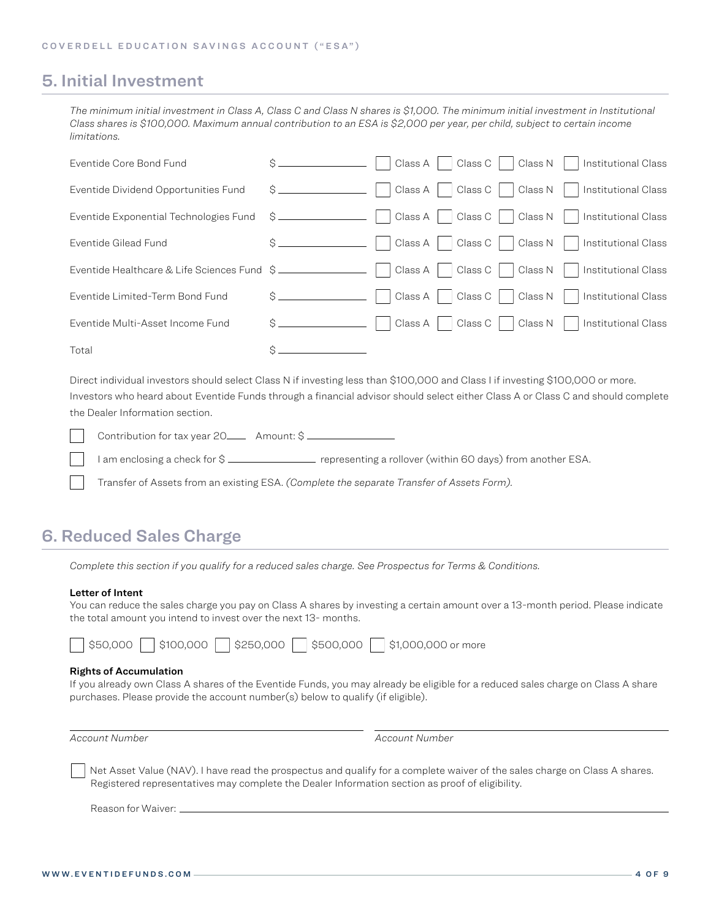## 5. Initial Investment

*The minimum initial investment in Class A, Class C and Class N shares is $1,000. The minimum initial investment in Institutional Class shares is $100,000. Maximum annual contribution to an ESA is $2,000 per year, per child, subject to certain income limitations.*

| Fund | Amount | Share Class |
|---|---|---|
| Eventide Core Bond Fund | $ ________ | ☐ Class A ☐ Class C ☐ Class N ☐ Institutional Class |
| Eventide Dividend Opportunities Fund | $ ________ | ☐ Class A ☐ Class C ☐ Class N ☐ Institutional Class |
| Eventide Exponential Technologies Fund | $ ________ | ☐ Class A ☐ Class C ☐ Class N ☐ Institutional Class |
| Eventide Gilead Fund | $ ________ | ☐ Class A ☐ Class C ☐ Class N ☐ Institutional Class |
| Eventide Healthcare & Life Sciences Fund | $ ________ | ☐ Class A ☐ Class C ☐ Class N ☐ Institutional Class |
| Eventide Limited-Term Bond Fund | $ ________ | ☐ Class A ☐ Class C ☐ Class N ☐ Institutional Class |
| Eventide Multi-Asset Income Fund | $ ________ | ☐ Class A ☐ Class C ☐ Class N ☐ Institutional Class |
| Total | $ ________ | |

Direct individual investors should select Class N if investing less than $100,000 and Class I if investing $100,000 or more. Investors who heard about Eventide Funds through a financial advisor should select either Class A or Class C and should complete the Dealer Information section.

☐ Contribution for tax year 20____ Amount: $ ________

☐ I am enclosing a check for $ ________ representing a rollover (within 60 days) from another ESA.

☐ Transfer of Assets from an existing ESA. *(Complete the separate Transfer of Assets Form).*

## 6. Reduced Sales Charge

*Complete this section if you qualify for a reduced sales charge. See Prospectus for Terms & Conditions.*

**Letter of Intent**

You can reduce the sales charge you pay on Class A shares by investing a certain amount over a 13-month period. Please indicate the total amount you intend to invest over the next 13- months.

☐ $50,000 ☐ $100,000 ☐ $250,000 ☐ $500,000 ☐ $1,000,000 or more

**Rights of Accumulation**

If you already own Class A shares of the Eventide Funds, you may already be eligible for a reduced sales charge on Class A share purchases. Please provide the account number(s) below to qualify (if eligible).

________________________ *Account Number*

________________________ *Account Number*

☐ Net Asset Value (NAV). I have read the prospectus and qualify for a complete waiver of the sales charge on Class A shares. Registered representatives may complete the Dealer Information section as proof of eligibility.

Reason for Waiver: ________________________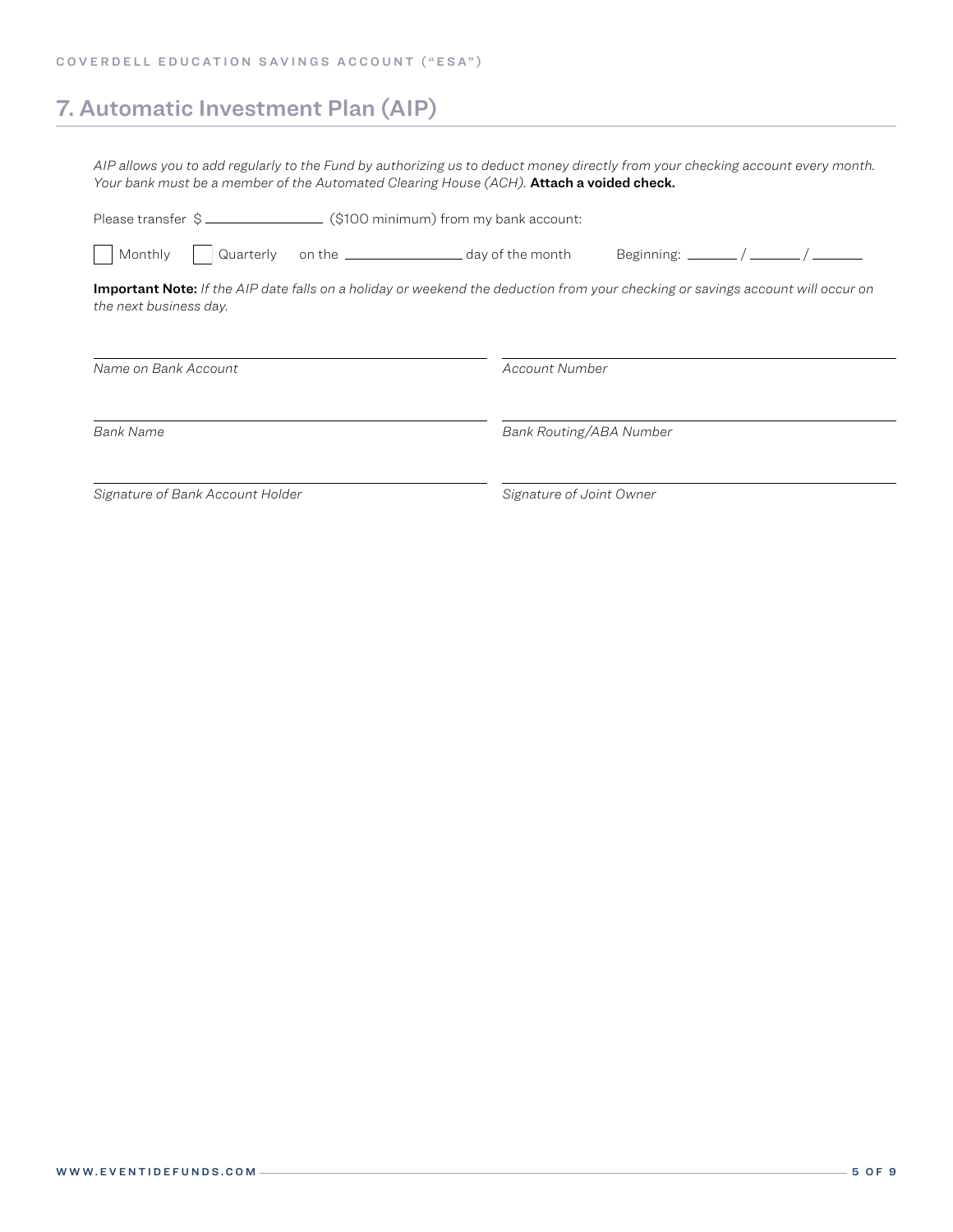## 7. Automatic Investment Plan (AIP)

*AIP allows you to add regularly to the Fund by authorizing us to deduct money directly from your checking account every month. Your bank must be a member of the Automated Clearing House (ACH).* **Attach a voided check.**

Please transfer $ ______________ ($100 minimum) from my bank account:

☐ Monthly ☐ Quarterly on the ______________ day of the month Beginning: ______ / ______ / ______

**Important Note:** *If the AIP date falls on a holiday or weekend the deduction from your checking or savings account will occur on the next business day.*

| | |
|---|---|
| ______________________________ | ______________________________ |
| *Name on Bank Account* | *Account Number* |
| ______________________________ | ______________________________ |
| *Bank Name* | *Bank Routing/ABA Number* |
| ______________________________ | ______________________________ |
| *Signature of Bank Account Holder* | *Signature of Joint Owner* |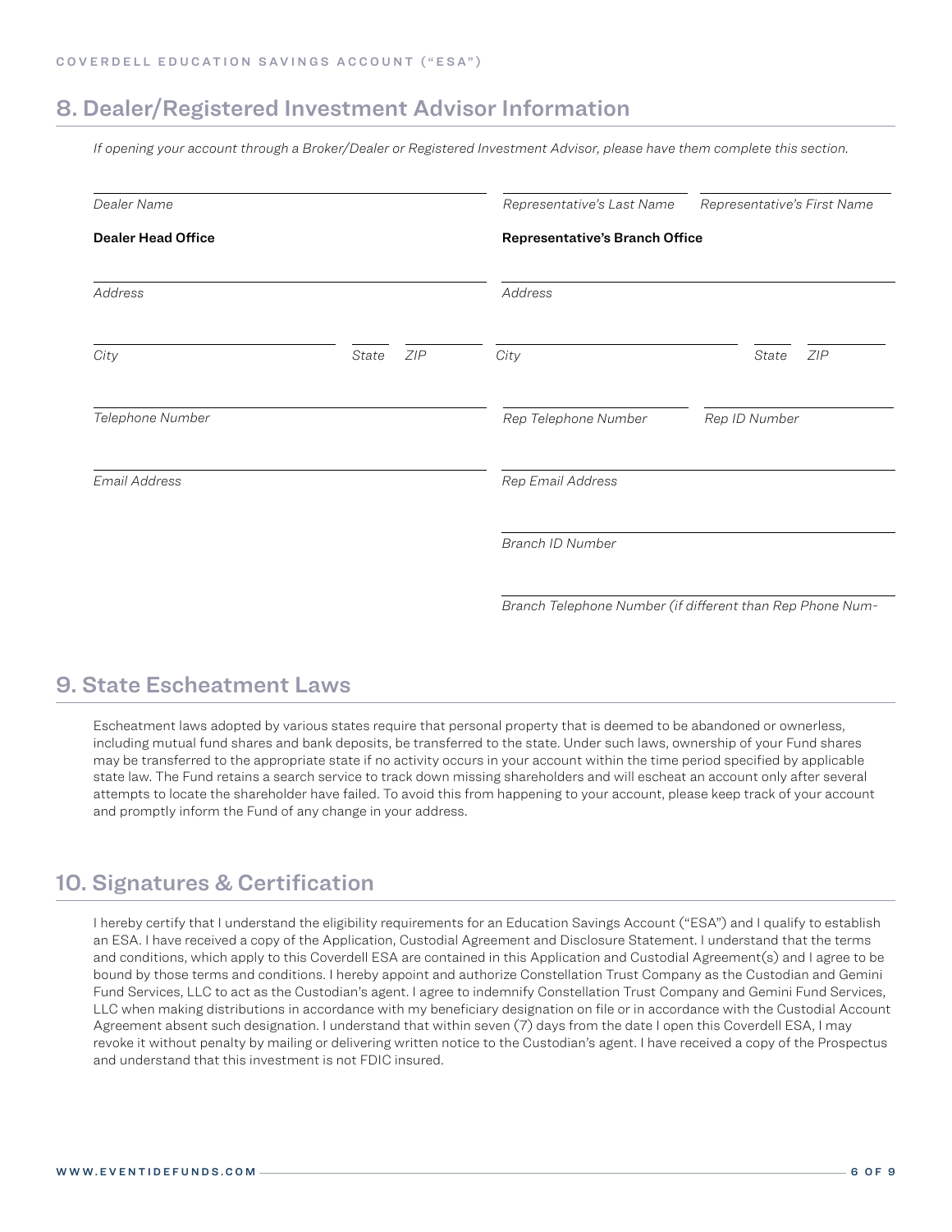## 8. Dealer/Registered Investment Advisor Information

*If opening your account through a Broker/Dealer or Registered Investment Advisor, please have them complete this section.*

*Dealer Name*

**Dealer Head Office**

*Address*

*City* *State* *ZIP*

*Telephone Number*

*Email Address*

*Representative's Last Name* *Representative's First Name*

**Representative's Branch Office**

*Address*

*City* *State* *ZIP*

*Rep Telephone Number* *Rep ID Number*

*Rep Email Address*

*Branch ID Number*

*Branch Telephone Number (if different than Rep Phone Num-*

## 9. State Escheatment Laws

Escheatment laws adopted by various states require that personal property that is deemed to be abandoned or ownerless, including mutual fund shares and bank deposits, be transferred to the state. Under such laws, ownership of your Fund shares may be transferred to the appropriate state if no activity occurs in your account within the time period specified by applicable state law. The Fund retains a search service to track down missing shareholders and will escheat an account only after several attempts to locate the shareholder have failed. To avoid this from happening to your account, please keep track of your account and promptly inform the Fund of any change in your address.

## 10. Signatures & Certification

I hereby certify that I understand the eligibility requirements for an Education Savings Account ("ESA") and I qualify to establish an ESA. I have received a copy of the Application, Custodial Agreement and Disclosure Statement. I understand that the terms and conditions, which apply to this Coverdell ESA are contained in this Application and Custodial Agreement(s) and I agree to be bound by those terms and conditions. I hereby appoint and authorize Constellation Trust Company as the Custodian and Gemini Fund Services, LLC to act as the Custodian's agent. I agree to indemnify Constellation Trust Company and Gemini Fund Services, LLC when making distributions in accordance with my beneficiary designation on file or in accordance with the Custodial Account Agreement absent such designation. I understand that within seven (7) days from the date I open this Coverdell ESA, I may revoke it without penalty by mailing or delivering written notice to the Custodian's agent. I have received a copy of the Prospectus and understand that this investment is not FDIC insured.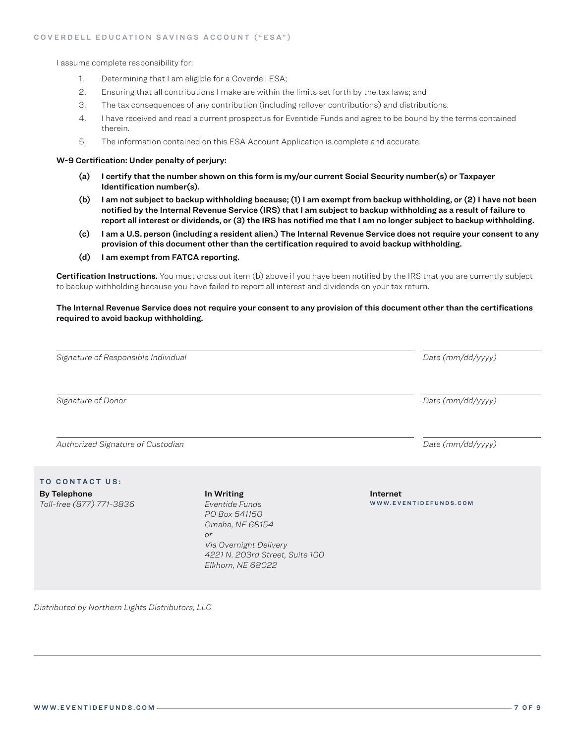I assume complete responsibility for:

1. Determining that I am eligible for a Coverdell ESA;
2. Ensuring that all contributions I make are within the limits set forth by the tax laws; and
3. The tax consequences of any contribution (including rollover contributions) and distributions.
4. I have received and read a current prospectus for Eventide Funds and agree to be bound by the terms contained therein.
5. The information contained on this ESA Account Application is complete and accurate.

**W-9 Certification: Under penalty of perjury:**

- **(a) I certify that the number shown on this form is my/our current Social Security number(s) or Taxpayer Identification number(s).**
- **(b) I am not subject to backup withholding because; (1) I am exempt from backup withholding, or (2) I have not been notified by the Internal Revenue Service (IRS) that I am subject to backup withholding as a result of failure to report all interest or dividends, or (3) the IRS has notified me that I am no longer subject to backup withholding.**
- **(c) I am a U.S. person (including a resident alien.) The Internal Revenue Service does not require your consent to any provision of this document other than the certification required to avoid backup withholding.**
- **(d) I am exempt from FATCA reporting.**

**Certification Instructions.** You must cross out item (b) above if you have been notified by the IRS that you are currently subject to backup withholding because you have failed to report all interest and dividends on your tax return.

**The Internal Revenue Service does not require your consent to any provision of this document other than the certifications required to avoid backup withholding.**

\_\_\_\_\_\_\_\_\_\_\_\_\_\_\_\_\_\_\_\_\_\_\_\_\_\_\_\_\_\_\_\_\_\_\_\_\_\_\_\_ \_\_\_\_\_\_\_\_\_\_\_\_\_\_\_\_

*Signature of Responsible Individual* — *Date (mm/dd/yyyy)*

\_\_\_\_\_\_\_\_\_\_\_\_\_\_\_\_\_\_\_\_\_\_\_\_\_\_\_\_\_\_\_\_\_\_\_\_\_\_\_\_ \_\_\_\_\_\_\_\_\_\_\_\_\_\_\_\_

*Signature of Donor* — *Date (mm/dd/yyyy)*

\_\_\_\_\_\_\_\_\_\_\_\_\_\_\_\_\_\_\_\_\_\_\_\_\_\_\_\_\_\_\_\_\_\_\_\_\_\_\_\_ \_\_\_\_\_\_\_\_\_\_\_\_\_\_\_\_

*Authorized Signature of Custodian* — *Date (mm/dd/yyyy)*

## TO CONTACT US:

**By Telephone**
*Toll-free (877) 771-3836*

**In Writing**
*Eventide Funds*
*PO Box 541150*
*Omaha, NE 68154*
*or*
*Via Overnight Delivery*
*4221 N. 203rd Street, Suite 100*
*Elkhorn, NE 68022*

**Internet**
WWW.EVENTIDEFUNDS.COM

*Distributed by Northern Lights Distributors, LLC*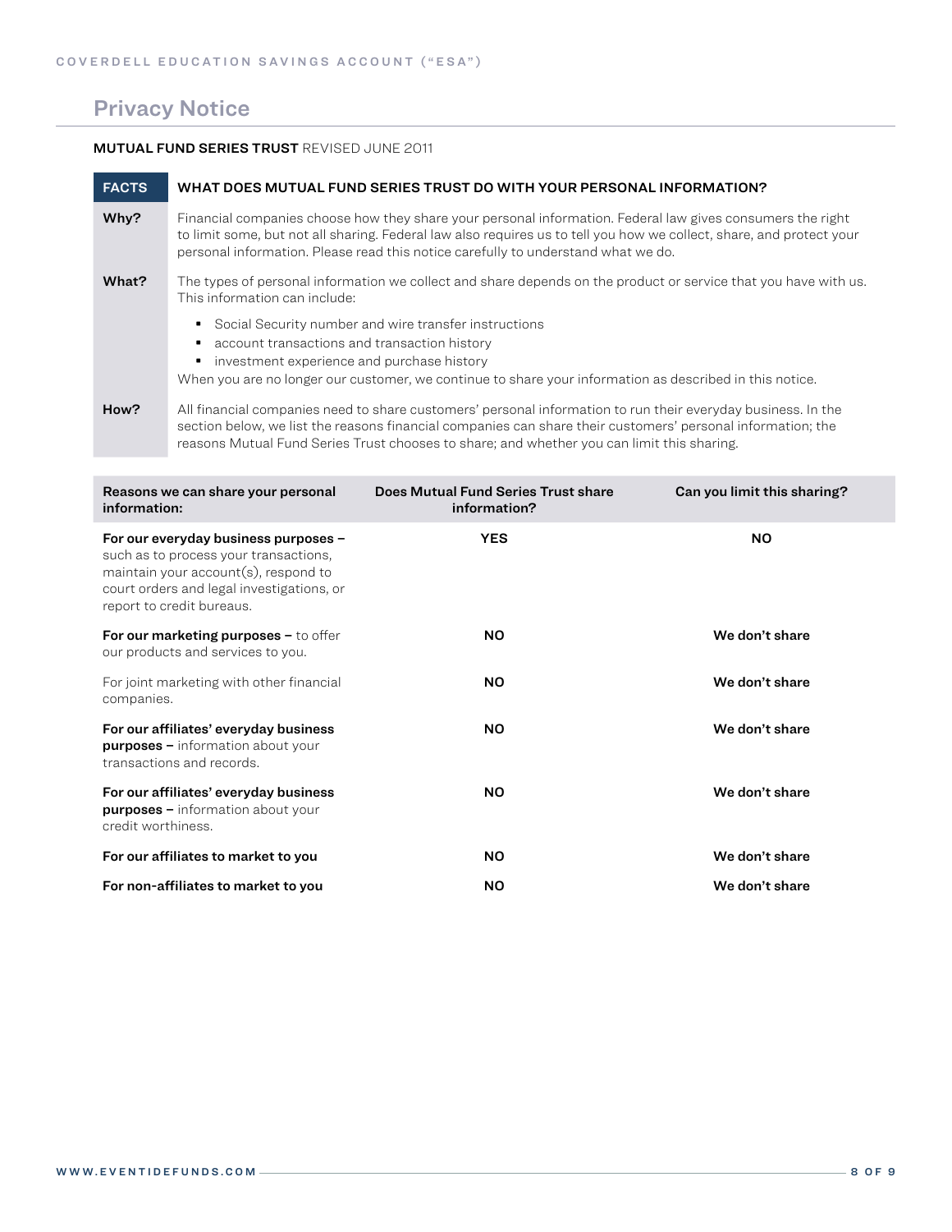# Privacy Notice

**MUTUAL FUND SERIES TRUST** REVISED JUNE 2011

| FACTS | WHAT DOES MUTUAL FUND SERIES TRUST DO WITH YOUR PERSONAL INFORMATION? |
|---|---|
| **Why?** | Financial companies choose how they share your personal information. Federal law gives consumers the right to limit some, but not all sharing. Federal law also requires us to tell you how we collect, share, and protect your personal information. Please read this notice carefully to understand what we do. |
| **What?** | The types of personal information we collect and share depends on the product or service that you have with us. This information can include:<br>▪ Social Security number and wire transfer instructions<br>▪ account transactions and transaction history<br>▪ investment experience and purchase history<br>When you are no longer our customer, we continue to share your information as described in this notice. |
| **How?** | All financial companies need to share customers' personal information to run their everyday business. In the section below, we list the reasons financial companies can share their customers' personal information; the reasons Mutual Fund Series Trust chooses to share; and whether you can limit this sharing. |

| Reasons we can share your personal information: | Does Mutual Fund Series Trust share information? | Can you limit this sharing? |
|---|---|---|
| **For our everyday business purposes –** such as to process your transactions, maintain your account(s), respond to court orders and legal investigations, or report to credit bureaus. | **YES** | **NO** |
| **For our marketing purposes –** to offer our products and services to you. | **NO** | **We don't share** |
| For joint marketing with other financial companies. | **NO** | **We don't share** |
| **For our affiliates' everyday business purposes –** information about your transactions and records. | **NO** | **We don't share** |
| **For our affiliates' everyday business purposes –** information about your credit worthiness. | **NO** | **We don't share** |
| **For our affiliates to market to you** | **NO** | **We don't share** |
| **For non-affiliates to market to you** | **NO** | **We don't share** |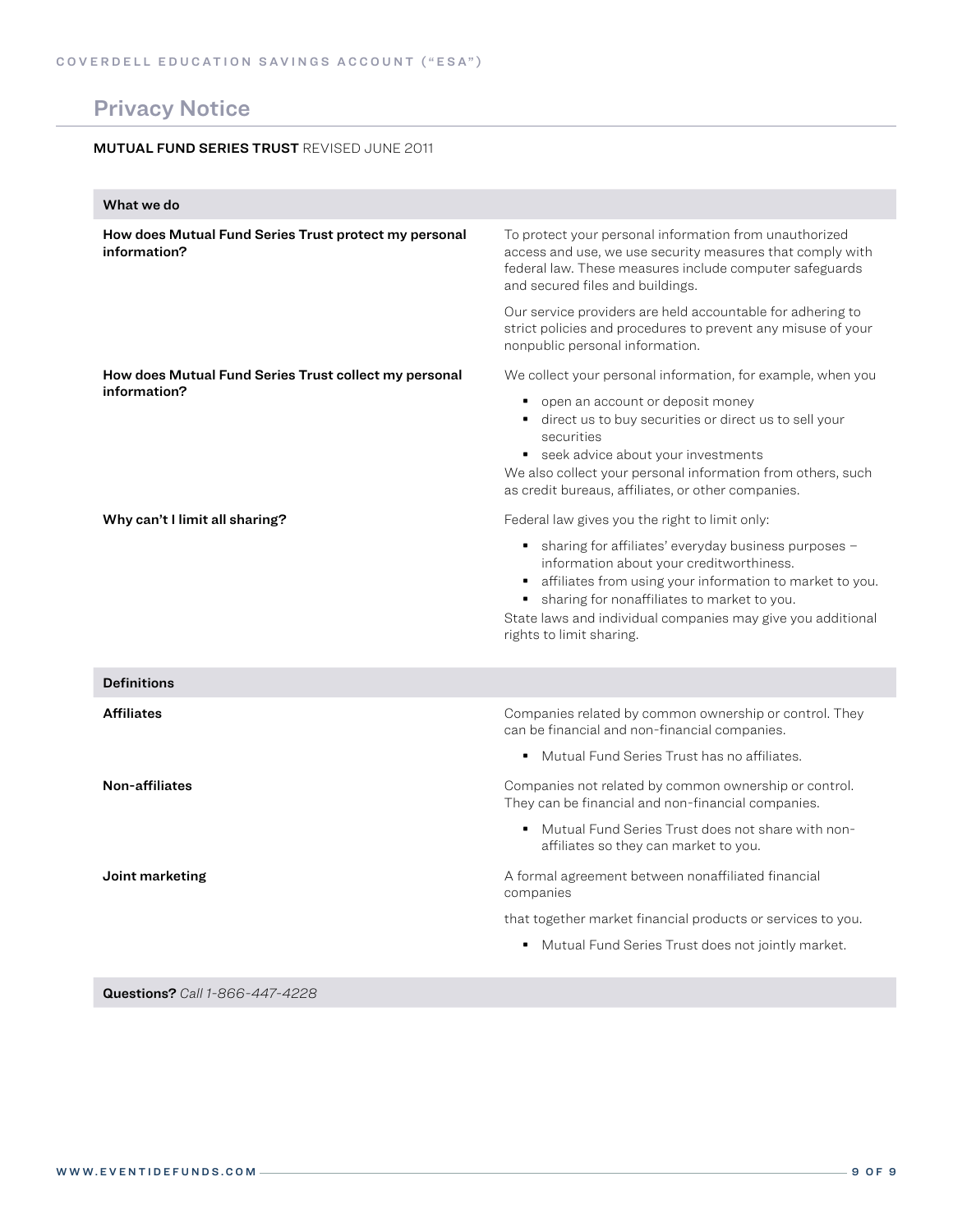## Privacy Notice

**MUTUAL FUND SERIES TRUST** REVISED JUNE 2011

| **What we do** | |
|---|---|
| **How does Mutual Fund Series Trust protect my personal information?** | To protect your personal information from unauthorized access and use, we use security measures that comply with federal law. These measures include computer safeguards and secured files and buildings.<br><br>Our service providers are held accountable for adhering to strict policies and procedures to prevent any misuse of your nonpublic personal information. |
| **How does Mutual Fund Series Trust collect my personal information?** | We collect your personal information, for example, when you<br>▪ open an account or deposit money<br>▪ direct us to buy securities or direct us to sell your securities<br>▪ seek advice about your investments<br>We also collect your personal information from others, such as credit bureaus, affiliates, or other companies. |
| **Why can't I limit all sharing?** | Federal law gives you the right to limit only:<br>▪ sharing for affiliates' everyday business purposes – information about your creditworthiness.<br>▪ affiliates from using your information to market to you.<br>▪ sharing for nonaffiliates to market to you.<br>State laws and individual companies may give you additional rights to limit sharing. |

| **Definitions** | |
|---|---|
| **Affiliates** | Companies related by common ownership or control. They can be financial and non-financial companies.<br>▪ Mutual Fund Series Trust has no affiliates. |
| **Non-affiliates** | Companies not related by common ownership or control. They can be financial and non-financial companies.<br>▪ Mutual Fund Series Trust does not share with non-affiliates so they can market to you. |
| **Joint marketing** | A formal agreement between nonaffiliated financial companies<br><br>that together market financial products or services to you.<br>▪ Mutual Fund Series Trust does not jointly market. |

**Questions?** *Call 1-866-447-4228*